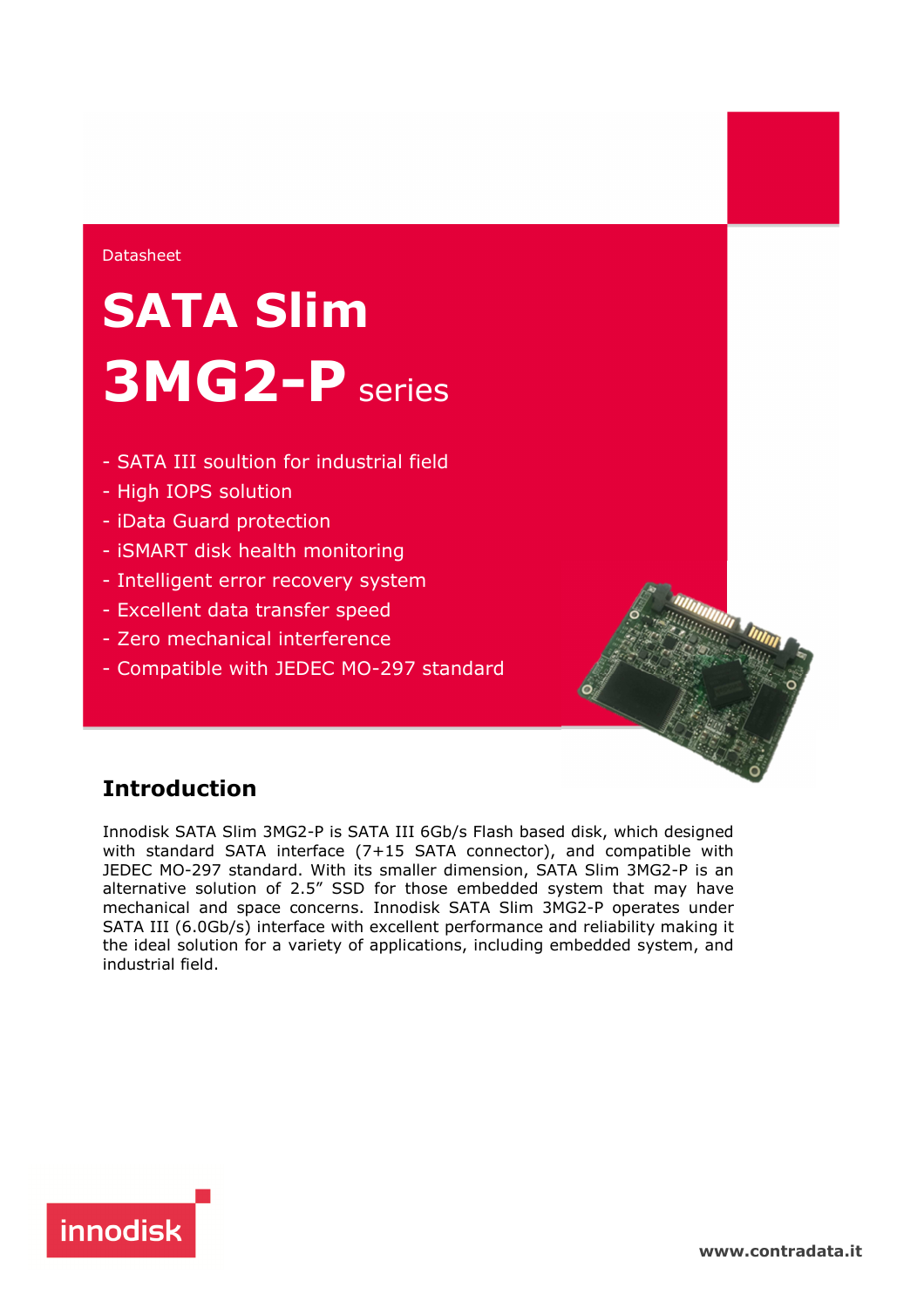Datasheet

# SATA Slim 3MG2-P series

- SATA III soultion for industrial field
- High IOPS solution
- iData Guard protection
- iSMART disk health monitoring
- Intelligent error recovery system
- Excellent data transfer speed
- Zero mechanical interference
- Compatible with JEDEC MO-297 standard

## Introduction

Innodisk SATA Slim 3MG2-P is SATA III 6Gb/s Flash based disk, which designed with standard SATA interface (7+15 SATA connector), and compatible with JEDEC MO-297 standard. With its smaller dimension, SATA Slim 3MG2-P is an alternative solution of 2.5" SSD for those embedded system that may have mechanical and space concerns. Innodisk SATA Slim 3MG2-P operates under SATA III (6.0Gb/s) interface with excellent performance and reliability making it the ideal solution for a variety of applications, including embedded system, and industrial field.

innodisk

www.contradata.it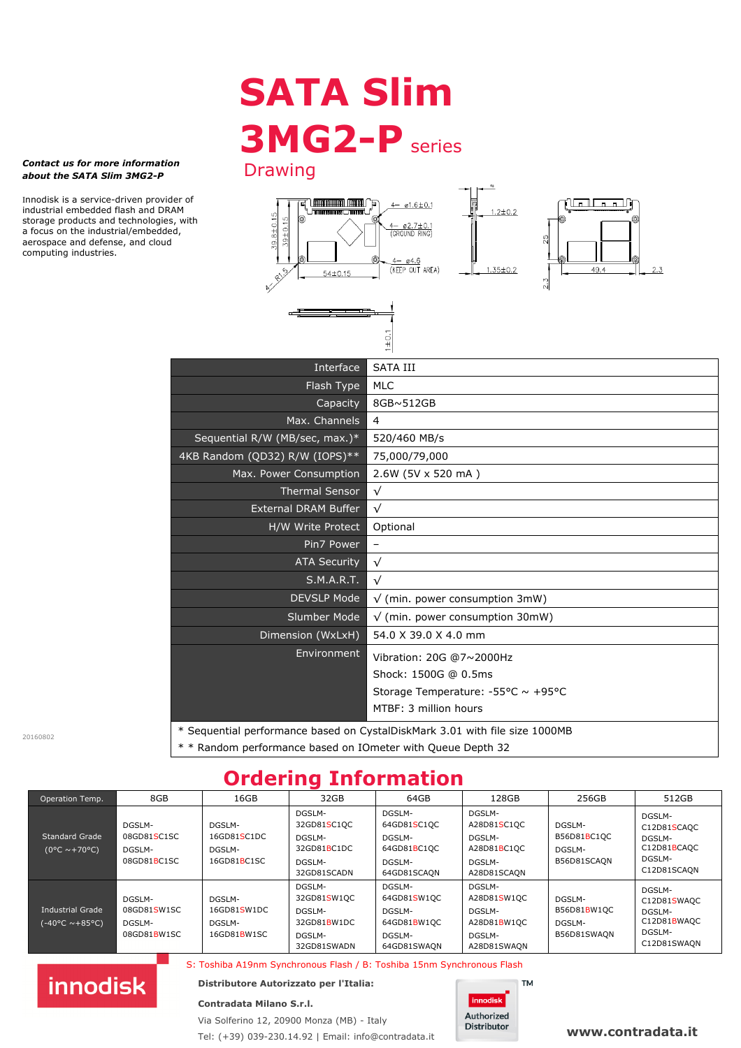# SATA Slim 3MG2-P series

## Drawing

***Contact us for more information about the SATA Slim 3MG2-P***

Innodisk is a service-driven provider of industrial embedded flash and DRAM storage products and technologies, with a focus on the industrial/embedded, aerospace and defense, and cloud computing industries.

4- ø1.6±0.1

4- ø2.7±0.1 (GROUND RING)

4- ø4.6 (KEEP OUT AREA)

38.8±0.15

39±0.15

54±0.15

4- R1.5

1.2±0.2

1.35±0.2

25

2.3

49.4

2.3

1±0.1

| | |
|---|---|
| Interface | SATA III |
| Flash Type | MLC |
| Capacity | 8GB~512GB |
| Max. Channels | 4 |
| Sequential R/W (MB/sec, max.)* | 520/460 MB/s |
| 4KB Random (QD32) R/W (IOPS)** | 75,000/79,000 |
| Max. Power Consumption | 2.6W (5V x 520 mA ) |
| Thermal Sensor | √ |
| External DRAM Buffer | √ |
| H/W Write Protect | Optional |
| Pin7 Power | – |
| ATA Security | √ |
| S.M.A.R.T. | √ |
| DEVSLP Mode | √ (min. power consumption 3mW) |
| Slumber Mode | √ (min. power consumption 30mW) |
| Dimension (WxLxH) | 54.0 X 39.0 X 4.0 mm |
| Environment | Vibration: 20G @7~2000Hz<br>Shock: 1500G @ 0.5ms<br>Storage Temperature: -55°C ~ +95°C<br>MTBF: 3 million hours |

\* Sequential performance based on CystalDiskMark 3.01 with file size 1000MB

\* \* Random performance based on IOmeter with Queue Depth 32

20160802

## Ordering Information

| Operation Temp. | 8GB | 16GB | 32GB | 64GB | 128GB | 256GB | 512GB |
|---|---|---|---|---|---|---|---|
| Standard Grade (0°C ~+70°C) | DGSLM-08GD81SC1SC<br>DGSLM-08GD81BC1SC | DGSLM-16GD81SC1DC<br>DGSLM-16GD81BC1SC | DGSLM-32GD81SC1QC<br>DGSLM-32GD81BC1DC<br>DGSLM-32GD81SCADN | DGSLM-64GD81SC1QC<br>DGSLM-64GD81BC1QC<br>DGSLM-64GD81SCAQN | DGSLM-A28D81SC1QC<br>DGSLM-A28D81BC1QC<br>DGSLM-A28D81SCAQN | DGSLM-B56D81BC1QC<br>DGSLM-B56D81SCAQN | DGSLM-C12D81SCAQC<br>DGSLM-C12D81BCAQC<br>DGSLM-C12D81SCAQN |
| Industrial Grade (-40°C ~+85°C) | DGSLM-08GD81SW1SC<br>DGSLM-08GD81BW1SC | DGSLM-16GD81SW1DC<br>DGSLM-16GD81BW1SC | DGSLM-32GD81SW1QC<br>DGSLM-32GD81BW1DC<br>DGSLM-32GD81SWADN | DGSLM-64GD81SW1QC<br>DGSLM-64GD81BW1QC<br>DGSLM-64GD81SWAQN | DGSLM-A28D81SW1QC<br>DGSLM-A28D81BW1QC<br>DGSLM-A28D81SWAQN | DGSLM-B56D81BW1QC<br>DGSLM-B56D81SWAQN | DGSLM-C12D81SWAQC<br>DGSLM-C12D81BWAQC<br>DGSLM-C12D81SWAQN |

S: Toshiba A19nm Synchronous Flash / B: Toshiba 15nm Synchronous Flash

innodisk

**Distributore Autorizzato per l'Italia:**

**Contradata Milano S.r.l.**

Via Solferino 12, 20900 Monza (MB) - Italy

Tel: (+39) 039-230.14.92 | Email: info@contradata.it

innodisk Authorized Distributor TM

**www.contradata.it**